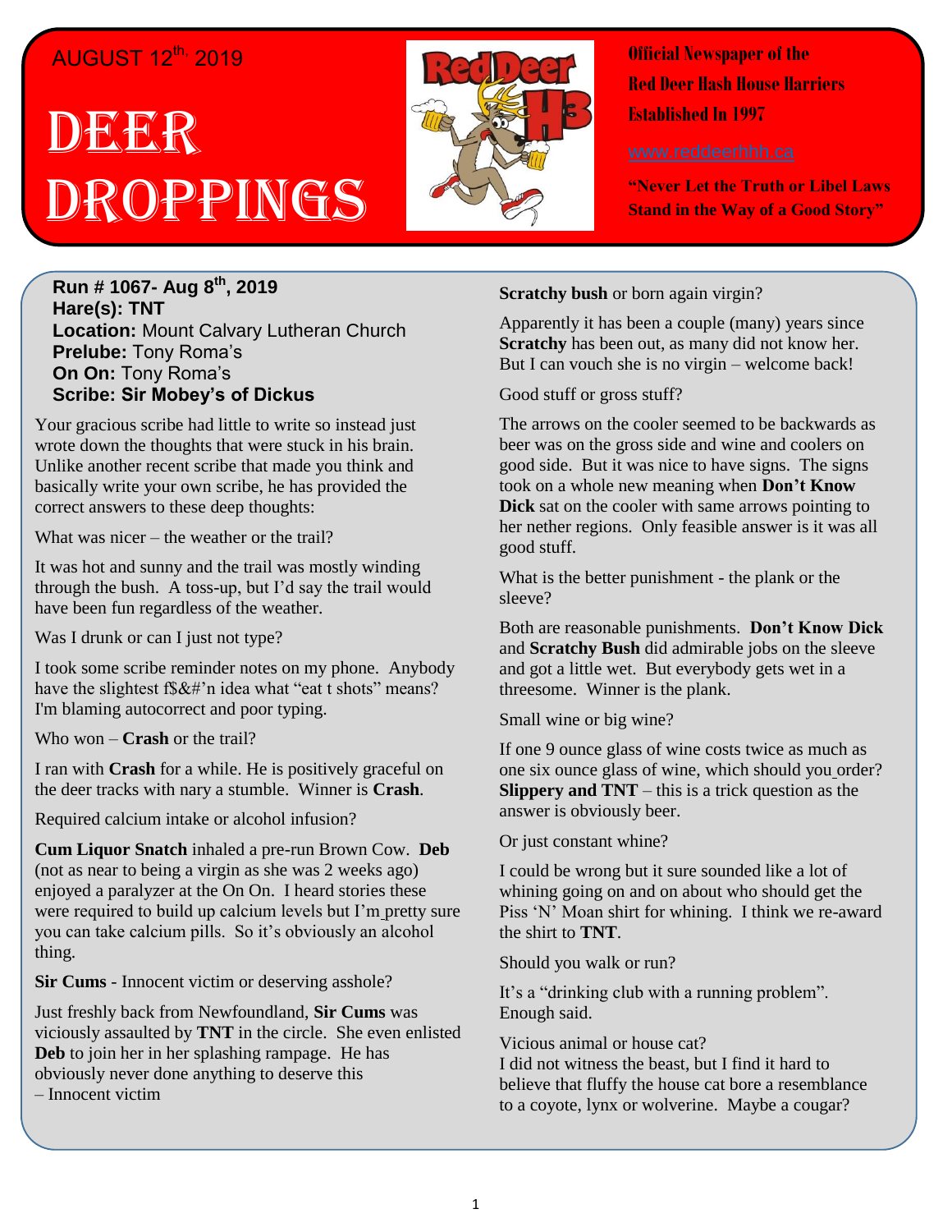AUGUST 12th, 2019

# DEER DROPPINGS

**Official Newspaper of the Red Deer Hash House Harriers Established In 1997**

www.reddeerhhh.ca

**"Never Let the Truth or Libel Laws Stand in the Way of a Good Story"**

**Run # 1067- Aug 8th, 2019**
**Hare(s): TNT**
**Location:** Mount Calvary Lutheran Church
**Prelube:** Tony Roma's
**On On:** Tony Roma's
**Scribe: Sir Mobey's of Dickus**

Your gracious scribe had little to write so instead just wrote down the thoughts that were stuck in his brain. Unlike another recent scribe that made you think and basically write your own scribe, he has provided the correct answers to these deep thoughts:

What was nicer – the weather or the trail?

It was hot and sunny and the trail was mostly winding through the bush. A toss-up, but I'd say the trail would have been fun regardless of the weather.

Was I drunk or can I just not type?

I took some scribe reminder notes on my phone. Anybody have the slightest f$&#'n idea what "eat t shots" means? I'm blaming autocorrect and poor typing.

Who won – **Crash** or the trail?

I ran with **Crash** for a while. He is positively graceful on the deer tracks with nary a stumble. Winner is **Crash**.

Required calcium intake or alcohol infusion?

**Cum Liquor Snatch** inhaled a pre-run Brown Cow. **Deb** (not as near to being a virgin as she was 2 weeks ago) enjoyed a paralyzer at the On On. I heard stories these were required to build up calcium levels but I'm pretty sure you can take calcium pills. So it's obviously an alcohol thing.

**Sir Cums** - Innocent victim or deserving asshole?

Just freshly back from Newfoundland, **Sir Cums** was viciously assaulted by **TNT** in the circle. She even enlisted **Deb** to join her in her splashing rampage. He has obviously never done anything to deserve this – Innocent victim

**Scratchy bush** or born again virgin?

Apparently it has been a couple (many) years since **Scratchy** has been out, as many did not know her. But I can vouch she is no virgin – welcome back!

Good stuff or gross stuff?

The arrows on the cooler seemed to be backwards as beer was on the gross side and wine and coolers on good side. But it was nice to have signs. The signs took on a whole new meaning when **Don't Know Dick** sat on the cooler with same arrows pointing to her nether regions. Only feasible answer is it was all good stuff.

What is the better punishment - the plank or the sleeve?

Both are reasonable punishments. **Don't Know Dick** and **Scratchy Bush** did admirable jobs on the sleeve and got a little wet. But everybody gets wet in a threesome. Winner is the plank.

Small wine or big wine?

If one 9 ounce glass of wine costs twice as much as one six ounce glass of wine, which should you order? **Slippery and TNT** – this is a trick question as the answer is obviously beer.

Or just constant whine?

I could be wrong but it sure sounded like a lot of whining going on and on about who should get the Piss 'N' Moan shirt for whining. I think we re-award the shirt to **TNT**.

Should you walk or run?

It's a "drinking club with a running problem". Enough said.

Vicious animal or house cat?
I did not witness the beast, but I find it hard to believe that fluffy the house cat bore a resemblance to a coyote, lynx or wolverine. Maybe a cougar?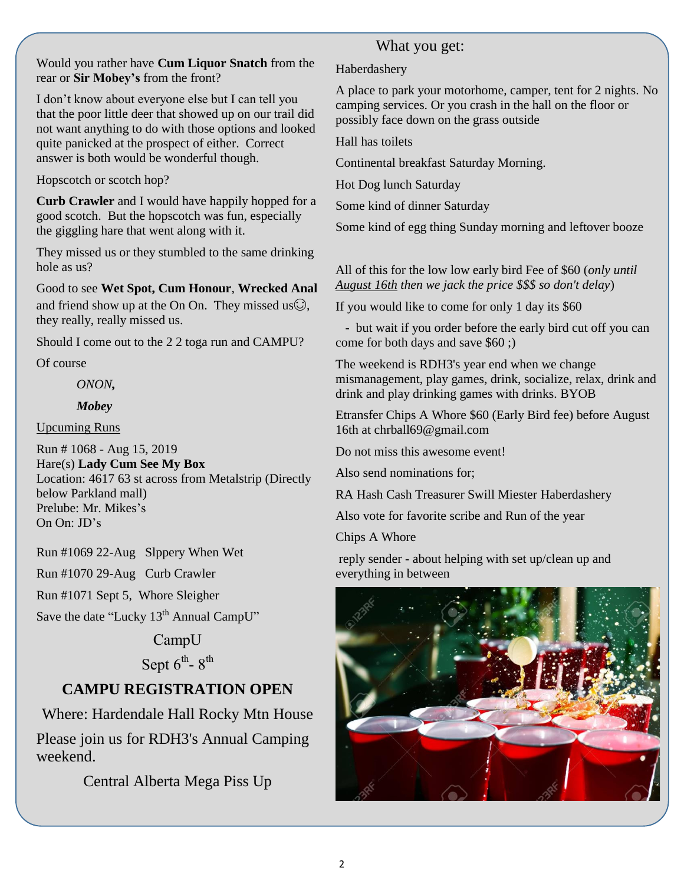Would you rather have **Cum Liquor Snatch** from the rear or **Sir Mobey's** from the front?

I don't know about everyone else but I can tell you that the poor little deer that showed up on our trail did not want anything to do with those options and looked quite panicked at the prospect of either. Correct answer is both would be wonderful though.

Hopscotch or scotch hop?

**Curb Crawler** and I would have happily hopped for a good scotch. But the hopscotch was fun, especially the giggling hare that went along with it.

They missed us or they stumbled to the same drinking hole as us?

Good to see **Wet Spot, Cum Honour**, **Wrecked Anal** and friend show up at the On On. They missed us☺, they really, really missed us.

Should I come out to the 2 2 toga run and CAMPU?

Of course

*ONON,*

***Mobey***

Upcuming Runs

Run # 1068 - Aug 15, 2019
Hare(s) **Lady Cum See My Box**
Location: 4617 63 st across from Metalstrip (Directly below Parkland mall)
Prelube: Mr. Mikes's
On On: JD's

Run #1069 22-Aug Slppery When Wet

Run #1070 29-Aug Curb Crawler

Run #1071 Sept 5, Whore Sleigher

Save the date "Lucky 13th Annual CampU"

CampU

Sept 6th- 8th

**CAMPU REGISTRATION OPEN**

Where: Hardendale Hall Rocky Mtn House

Please join us for RDH3's Annual Camping weekend.

Central Alberta Mega Piss Up

What you get:

Haberdashery

A place to park your motorhome, camper, tent for 2 nights. No camping services. Or you crash in the hall on the floor or possibly face down on the grass outside

Hall has toilets

Continental breakfast Saturday Morning.

Hot Dog lunch Saturday

Some kind of dinner Saturday

Some kind of egg thing Sunday morning and leftover booze

All of this for the low low early bird Fee of $60 (*only until August 16th then we jack the price $$$ so don't delay*)

If you would like to come for only 1 day its $60

- but wait if you order before the early bird cut off you can come for both days and save $60 ;)

The weekend is RDH3's year end when we change mismanagement, play games, drink, socialize, relax, drink and drink and play drinking games with drinks. BYOB

Etransfer Chips A Whore $60 (Early Bird fee) before August 16th at chrball69@gmail.com

Do not miss this awesome event!

Also send nominations for;

RA Hash Cash Treasurer Swill Miester Haberdashery

Also vote for favorite scribe and Run of the year

Chips A Whore

reply sender - about helping with set up/clean up and everything in between